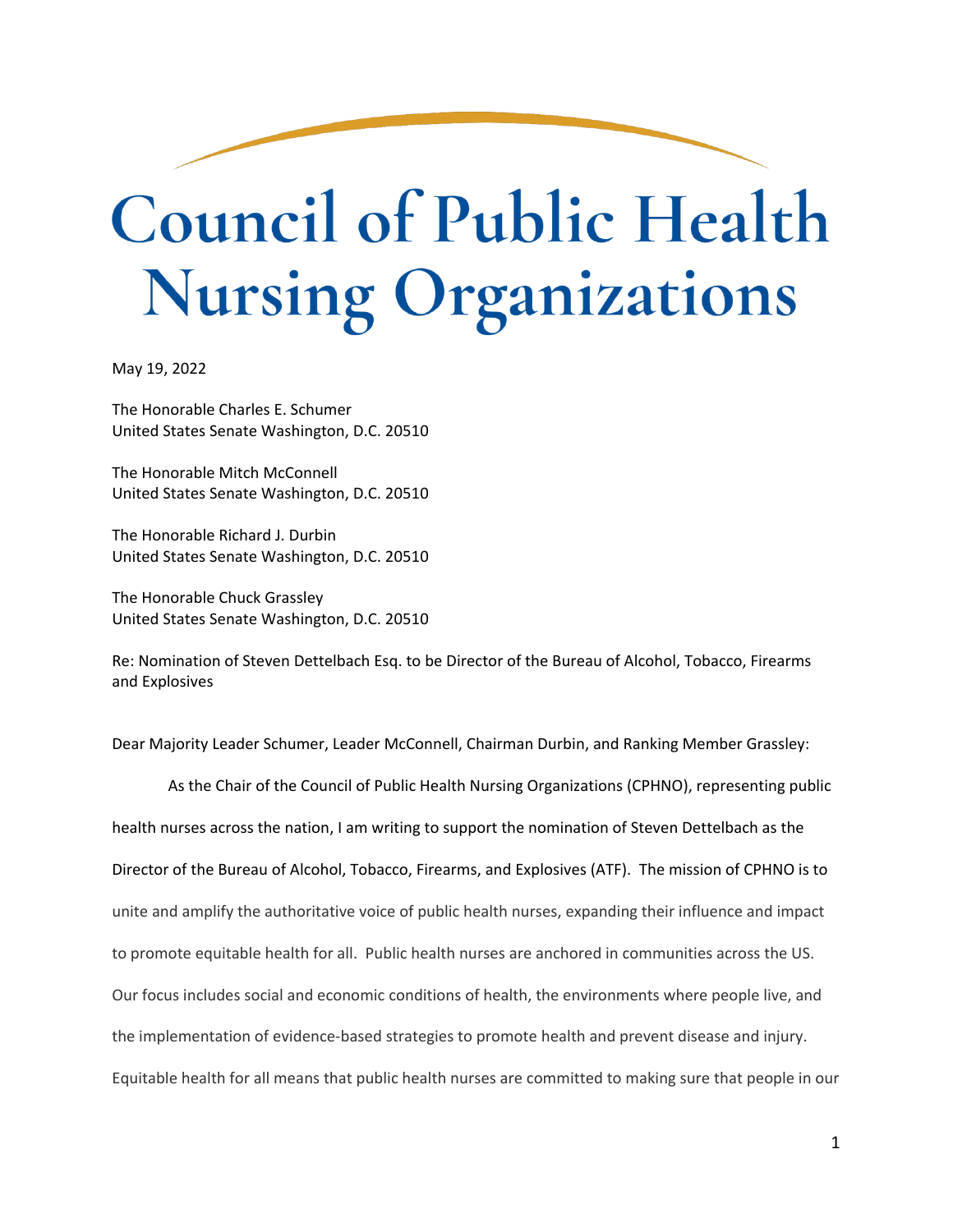# Council of Public Health Nursing Organizations

May 19, 2022

The Honorable Charles E. Schumer
United States Senate Washington, D.C. 20510

The Honorable Mitch McConnell
United States Senate Washington, D.C. 20510

The Honorable Richard J. Durbin
United States Senate Washington, D.C. 20510

The Honorable Chuck Grassley
United States Senate Washington, D.C. 20510

Re: Nomination of Steven Dettelbach Esq. to be Director of the Bureau of Alcohol, Tobacco, Firearms and Explosives

Dear Majority Leader Schumer, Leader McConnell, Chairman Durbin, and Ranking Member Grassley:

As the Chair of the Council of Public Health Nursing Organizations (CPHNO), representing public health nurses across the nation, I am writing to support the nomination of Steven Dettelbach as the Director of the Bureau of Alcohol, Tobacco, Firearms, and Explosives (ATF). The mission of CPHNO is to unite and amplify the authoritative voice of public health nurses, expanding their influence and impact to promote equitable health for all. Public health nurses are anchored in communities across the US. Our focus includes social and economic conditions of health, the environments where people live, and the implementation of evidence-based strategies to promote health and prevent disease and injury. Equitable health for all means that public health nurses are committed to making sure that people in our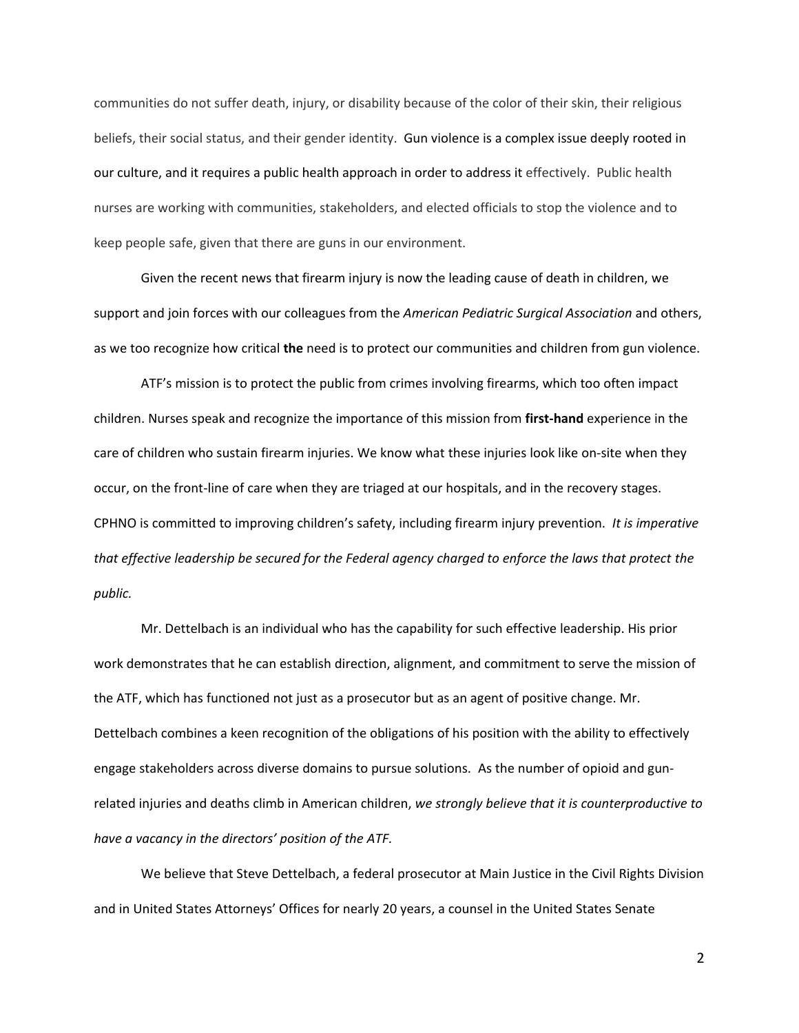communities do not suffer death, injury, or disability because of the color of their skin, their religious beliefs, their social status, and their gender identity. Gun violence is a complex issue deeply rooted in our culture, and it requires a public health approach in order to address it effectively. Public health nurses are working with communities, stakeholders, and elected officials to stop the violence and to keep people safe, given that there are guns in our environment.

Given the recent news that firearm injury is now the leading cause of death in children, we support and join forces with our colleagues from the *American Pediatric Surgical Association* and others, as we too recognize how critical **the** need is to protect our communities and children from gun violence.

ATF's mission is to protect the public from crimes involving firearms, which too often impact children. Nurses speak and recognize the importance of this mission from **first-hand** experience in the care of children who sustain firearm injuries. We know what these injuries look like on-site when they occur, on the front-line of care when they are triaged at our hospitals, and in the recovery stages. CPHNO is committed to improving children's safety, including firearm injury prevention. *It is imperative that effective leadership be secured for the Federal agency charged to enforce the laws that protect the public.*

Mr. Dettelbach is an individual who has the capability for such effective leadership. His prior work demonstrates that he can establish direction, alignment, and commitment to serve the mission of the ATF, which has functioned not just as a prosecutor but as an agent of positive change. Mr. Dettelbach combines a keen recognition of the obligations of his position with the ability to effectively engage stakeholders across diverse domains to pursue solutions. As the number of opioid and gun-related injuries and deaths climb in American children, *we strongly believe that it is counterproductive to have a vacancy in the directors' position of the ATF.*

We believe that Steve Dettelbach, a federal prosecutor at Main Justice in the Civil Rights Division and in United States Attorneys' Offices for nearly 20 years, a counsel in the United States Senate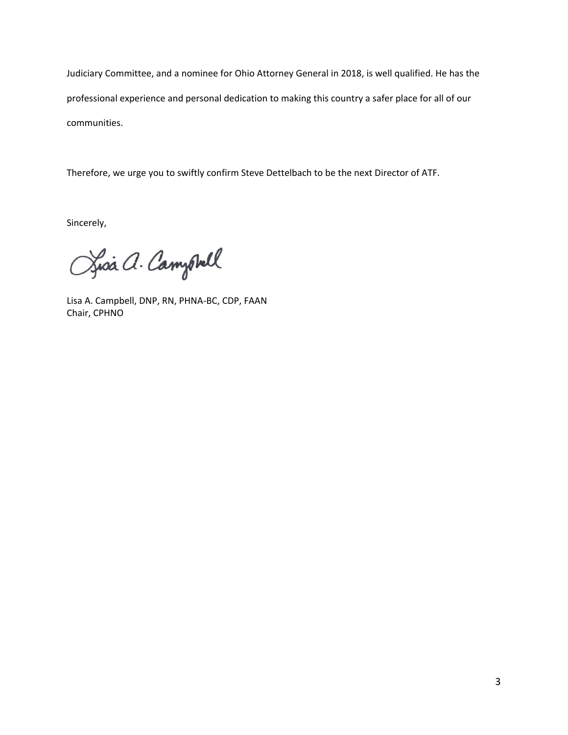Judiciary Committee, and a nominee for Ohio Attorney General in 2018, is well qualified. He has the professional experience and personal dedication to making this country a safer place for all of our communities.

Therefore, we urge you to swiftly confirm Steve Dettelbach to be the next Director of ATF.

Sincerely,

Lisa A. Campbell

Lisa A. Campbell, DNP, RN, PHNA-BC, CDP, FAAN
Chair, CPHNO